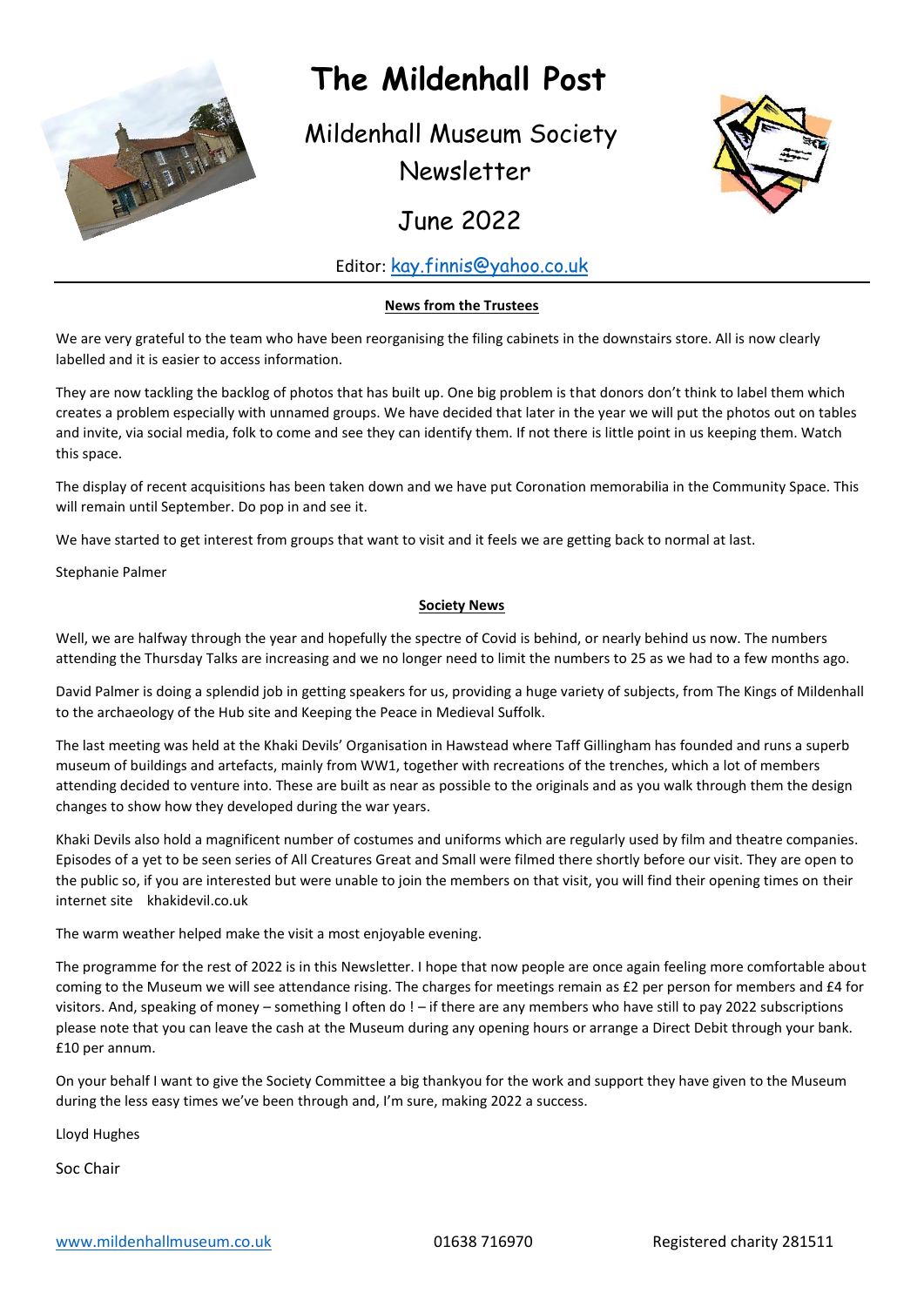# The Mildenhall Post

Mildenhall Museum Society Newsletter

June 2022

Editor: kay.finnis@yahoo.co.uk

## News from the Trustees

We are very grateful to the team who have been reorganising the filing cabinets in the downstairs store. All is now clearly labelled and it is easier to access information.

They are now tackling the backlog of photos that has built up. One big problem is that donors don't think to label them which creates a problem especially with unnamed groups. We have decided that later in the year we will put the photos out on tables and invite, via social media, folk to come and see they can identify them. If not there is little point in us keeping them. Watch this space.

The display of recent acquisitions has been taken down and we have put Coronation memorabilia in the Community Space. This will remain until September. Do pop in and see it.

We have started to get interest from groups that want to visit and it feels we are getting back to normal at last.

Stephanie Palmer

## Society News

Well, we are halfway through the year and hopefully the spectre of Covid is behind, or nearly behind us now. The numbers attending the Thursday Talks are increasing and we no longer need to limit the numbers to 25 as we had to a few months ago.

David Palmer is doing a splendid job in getting speakers for us, providing a huge variety of subjects, from The Kings of Mildenhall to the archaeology of the Hub site and Keeping the Peace in Medieval Suffolk.

The last meeting was held at the Khaki Devils' Organisation in Hawstead where Taff Gillingham has founded and runs a superb museum of buildings and artefacts, mainly from WW1, together with recreations of the trenches, which a lot of members attending decided to venture into. These are built as near as possible to the originals and as you walk through them the design changes to show how they developed during the war years.

Khaki Devils also hold a magnificent number of costumes and uniforms which are regularly used by film and theatre companies. Episodes of a yet to be seen series of All Creatures Great and Small were filmed there shortly before our visit. They are open to the public so, if you are interested but were unable to join the members on that visit, you will find their opening times on their internet site khakidevil.co.uk

The warm weather helped make the visit a most enjoyable evening.

The programme for the rest of 2022 is in this Newsletter. I hope that now people are once again feeling more comfortable about coming to the Museum we will see attendance rising. The charges for meetings remain as £2 per person for members and £4 for visitors. And, speaking of money – something I often do ! – if there are any members who have still to pay 2022 subscriptions please note that you can leave the cash at the Museum during any opening hours or arrange a Direct Debit through your bank. £10 per annum.

On your behalf I want to give the Society Committee a big thankyou for the work and support they have given to the Museum during the less easy times we've been through and, I'm sure, making 2022 a success.

Lloyd Hughes

Soc Chair

www.mildenhallmuseum.co.uk 01638 716970 Registered charity 281511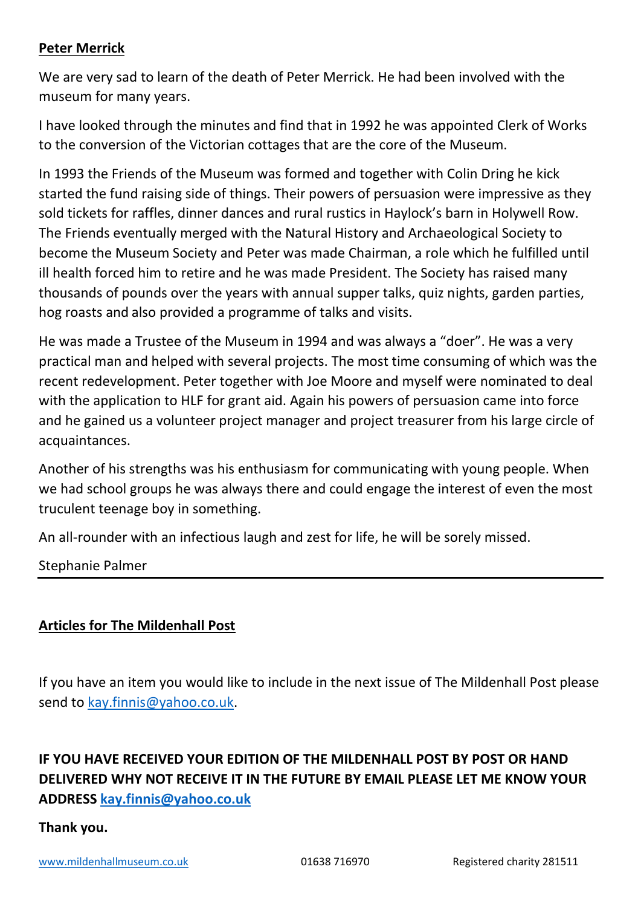## Peter Merrick

We are very sad to learn of the death of Peter Merrick. He had been involved with the museum for many years.

I have looked through the minutes and find that in 1992 he was appointed Clerk of Works to the conversion of the Victorian cottages that are the core of the Museum.

In 1993 the Friends of the Museum was formed and together with Colin Dring he kick started the fund raising side of things. Their powers of persuasion were impressive as they sold tickets for raffles, dinner dances and rural rustics in Haylock's barn in Holywell Row. The Friends eventually merged with the Natural History and Archaeological Society to become the Museum Society and Peter was made Chairman, a role which he fulfilled until ill health forced him to retire and he was made President. The Society has raised many thousands of pounds over the years with annual supper talks, quiz nights, garden parties, hog roasts and also provided a programme of talks and visits.

He was made a Trustee of the Museum in 1994 and was always a "doer". He was a very practical man and helped with several projects. The most time consuming of which was the recent redevelopment. Peter together with Joe Moore and myself were nominated to deal with the application to HLF for grant aid. Again his powers of persuasion came into force and he gained us a volunteer project manager and project treasurer from his large circle of acquaintances.

Another of his strengths was his enthusiasm for communicating with young people. When we had school groups he was always there and could engage the interest of even the most truculent teenage boy in something.

An all-rounder with an infectious laugh and zest for life, he will be sorely missed.

Stephanie Palmer

---

## Articles for The Mildenhall Post

If you have an item you would like to include in the next issue of The Mildenhall Post please send to kay.finnis@yahoo.co.uk.

**IF YOU HAVE RECEIVED YOUR EDITION OF THE MILDENHALL POST BY POST OR HAND DELIVERED WHY NOT RECEIVE IT IN THE FUTURE BY EMAIL PLEASE LET ME KNOW YOUR ADDRESS kay.finnis@yahoo.co.uk**

**Thank you.**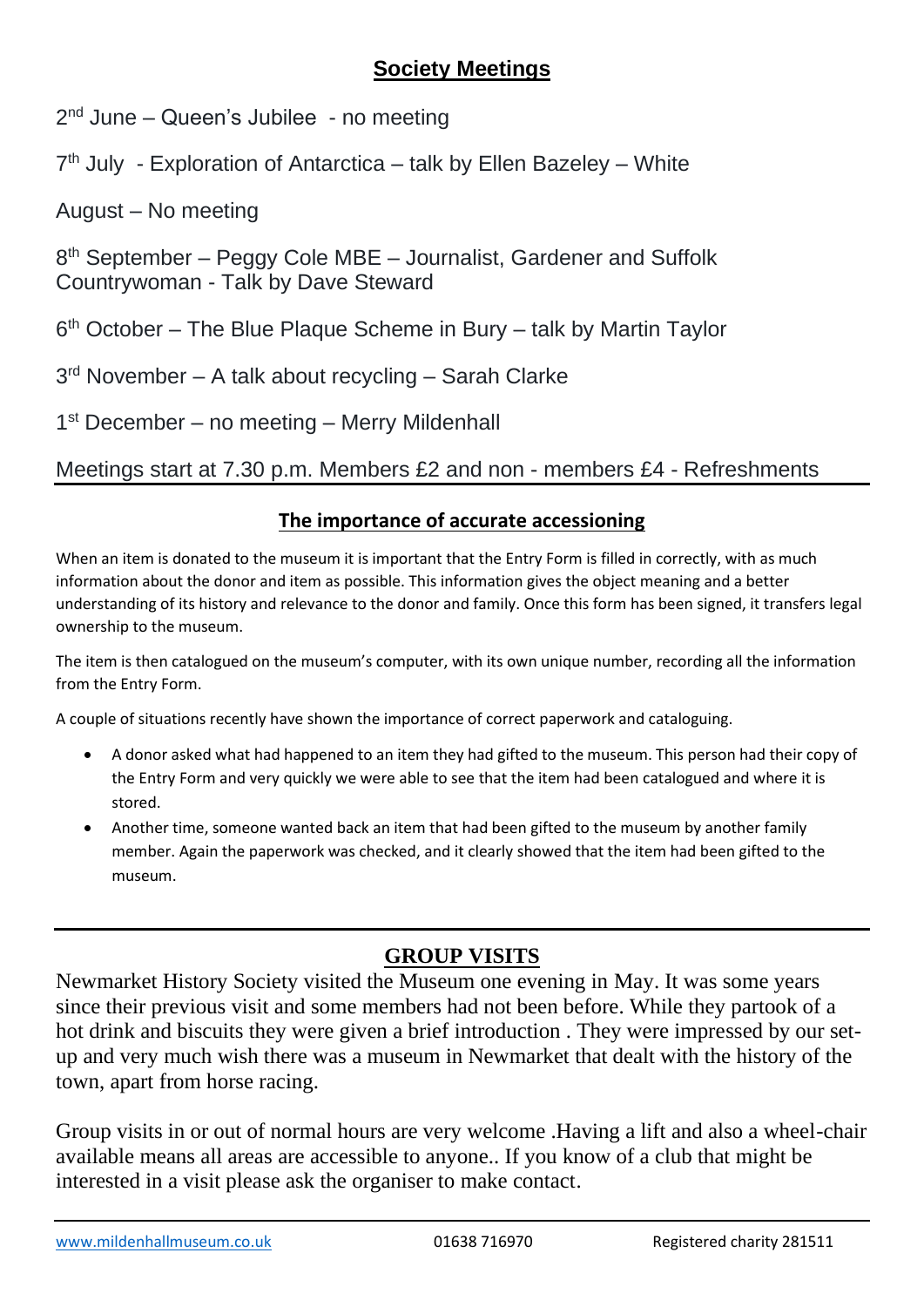## Society Meetings

2nd June – Queen's Jubilee - no meeting

7th July - Exploration of Antarctica – talk by Ellen Bazeley – White

August – No meeting

8th September – Peggy Cole MBE – Journalist, Gardener and Suffolk Countrywoman - Talk by Dave Steward

6th October – The Blue Plaque Scheme in Bury – talk by Martin Taylor

3rd November – A talk about recycling – Sarah Clarke

1st December – no meeting – Merry Mildenhall

Meetings start at 7.30 p.m. Members £2 and non - members £4 - Refreshments

---

## The importance of accurate accessioning

When an item is donated to the museum it is important that the Entry Form is filled in correctly, with as much information about the donor and item as possible. This information gives the object meaning and a better understanding of its history and relevance to the donor and family. Once this form has been signed, it transfers legal ownership to the museum.

The item is then catalogued on the museum's computer, with its own unique number, recording all the information from the Entry Form.

A couple of situations recently have shown the importance of correct paperwork and cataloguing.

- A donor asked what had happened to an item they had gifted to the museum. This person had their copy of the Entry Form and very quickly we were able to see that the item had been catalogued and where it is stored.
- Another time, someone wanted back an item that had been gifted to the museum by another family member. Again the paperwork was checked, and it clearly showed that the item had been gifted to the museum.

---

## GROUP VISITS

Newmarket History Society visited the Museum one evening in May. It was some years since their previous visit and some members had not been before. While they partook of a hot drink and biscuits they were given a brief introduction . They were impressed by our set-up and very much wish there was a museum in Newmarket that dealt with the history of the town, apart from horse racing.

Group visits in or out of normal hours are very welcome .Having a lift and also a wheel-chair available means all areas are accessible to anyone.. If you know of a club that might be interested in a visit please ask the organiser to make contact.

---

www.mildenhallmuseum.co.uk     01638 716970     Registered charity 281511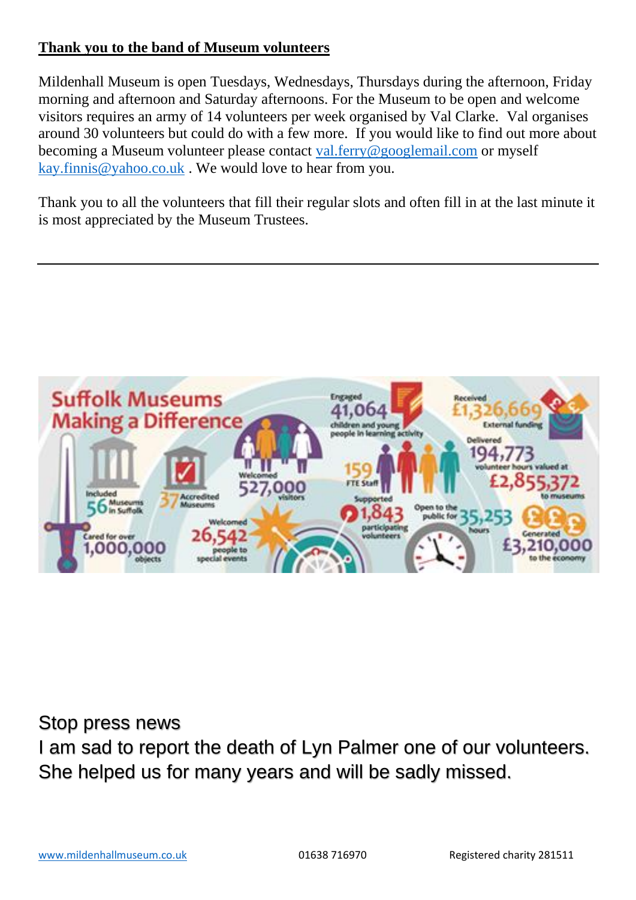**Thank you to the band of Museum volunteers**

Mildenhall Museum is open Tuesdays, Wednesdays, Thursdays during the afternoon, Friday morning and afternoon and Saturday afternoons. For the Museum to be open and welcome visitors requires an army of 14 volunteers per week organised by Val Clarke. Val organises around 30 volunteers but could do with a few more. If you would like to find out more about becoming a Museum volunteer please contact val.ferry@googlemail.com or myself kay.finnis@yahoo.co.uk . We would love to hear from you.

Thank you to all the volunteers that fill their regular slots and often fill in at the last minute it is most appreciated by the Museum Trustees.

---

**Suffolk Museums Making a Difference**

- Included 56 Museums in Suffolk
- 37 Accredited Museums
- Cared for over 1,000,000 objects
- Welcomed 527,000 visitors
- Welcomed 26,542 people to special events
- Engaged 41,064 children and young people in learning activity
- 159 FTE Staff
- Supported 1,843 participating volunteers
- Open to the public for 35,253 hours
- Received £1,326,669 External funding
- Delivered 194,773 volunteer hours valued at £2,855,372 to museums
- Generated £3,210,000 to the economy

Stop press news

I am sad to report the death of Lyn Palmer one of our volunteers. She helped us for many years and will be sadly missed.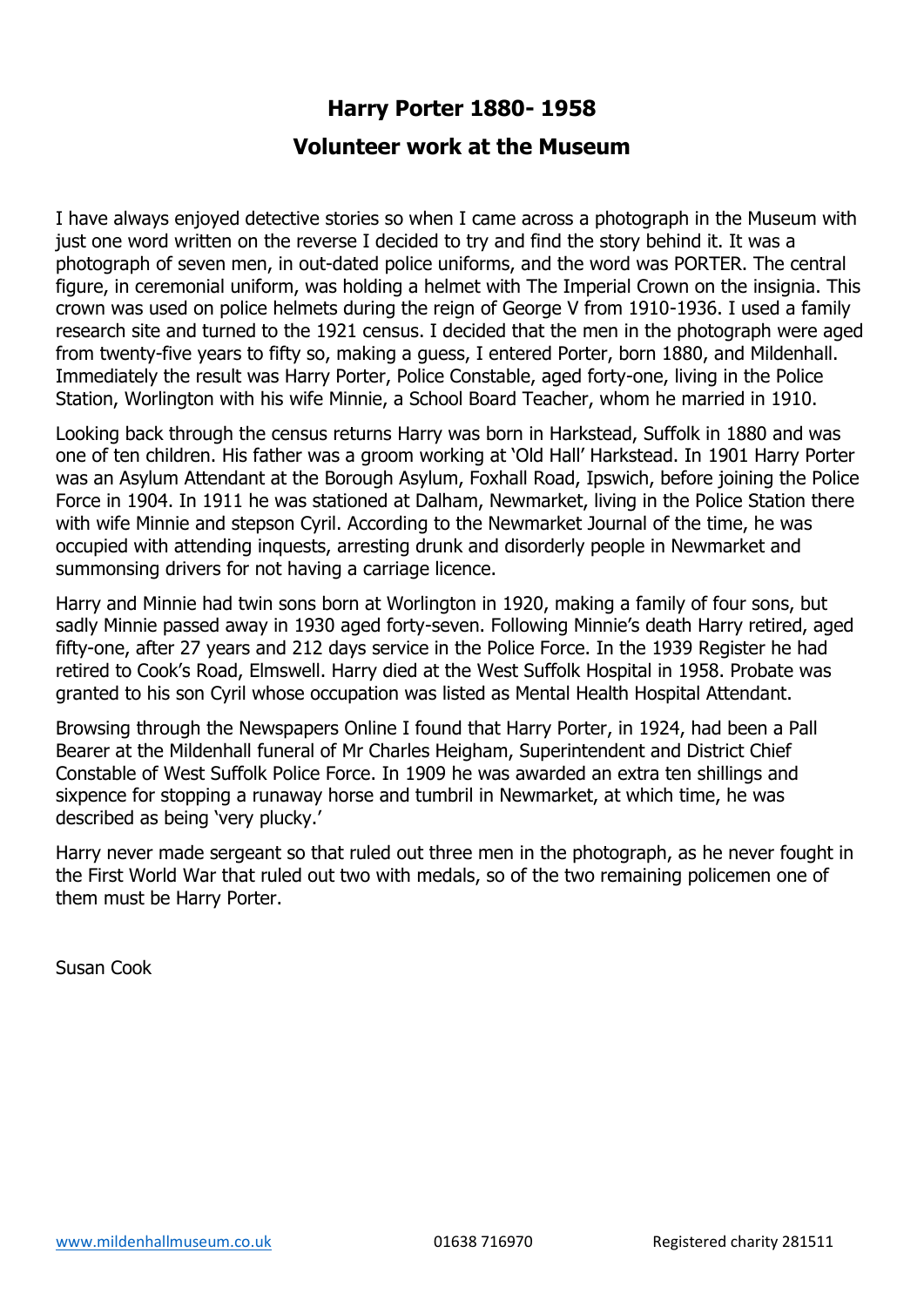# Harry Porter 1880- 1958

## Volunteer work at the Museum

I have always enjoyed detective stories so when I came across a photograph in the Museum with just one word written on the reverse I decided to try and find the story behind it. It was a photograph of seven men, in out-dated police uniforms, and the word was PORTER. The central figure, in ceremonial uniform, was holding a helmet with The Imperial Crown on the insignia. This crown was used on police helmets during the reign of George V from 1910-1936. I used a family research site and turned to the 1921 census. I decided that the men in the photograph were aged from twenty-five years to fifty so, making a guess, I entered Porter, born 1880, and Mildenhall. Immediately the result was Harry Porter, Police Constable, aged forty-one, living in the Police Station, Worlington with his wife Minnie, a School Board Teacher, whom he married in 1910.

Looking back through the census returns Harry was born in Harkstead, Suffolk in 1880 and was one of ten children. His father was a groom working at 'Old Hall' Harkstead. In 1901 Harry Porter was an Asylum Attendant at the Borough Asylum, Foxhall Road, Ipswich, before joining the Police Force in 1904. In 1911 he was stationed at Dalham, Newmarket, living in the Police Station there with wife Minnie and stepson Cyril. According to the Newmarket Journal of the time, he was occupied with attending inquests, arresting drunk and disorderly people in Newmarket and summonsing drivers for not having a carriage licence.

Harry and Minnie had twin sons born at Worlington in 1920, making a family of four sons, but sadly Minnie passed away in 1930 aged forty-seven. Following Minnie's death Harry retired, aged fifty-one, after 27 years and 212 days service in the Police Force. In the 1939 Register he had retired to Cook's Road, Elmswell. Harry died at the West Suffolk Hospital in 1958. Probate was granted to his son Cyril whose occupation was listed as Mental Health Hospital Attendant.

Browsing through the Newspapers Online I found that Harry Porter, in 1924, had been a Pall Bearer at the Mildenhall funeral of Mr Charles Heigham, Superintendent and District Chief Constable of West Suffolk Police Force. In 1909 he was awarded an extra ten shillings and sixpence for stopping a runaway horse and tumbril in Newmarket, at which time, he was described as being 'very plucky.'

Harry never made sergeant so that ruled out three men in the photograph, as he never fought in the First World War that ruled out two with medals, so of the two remaining policemen one of them must be Harry Porter.

Susan Cook

www.mildenhallmuseum.co.uk 01638 716970 Registered charity 281511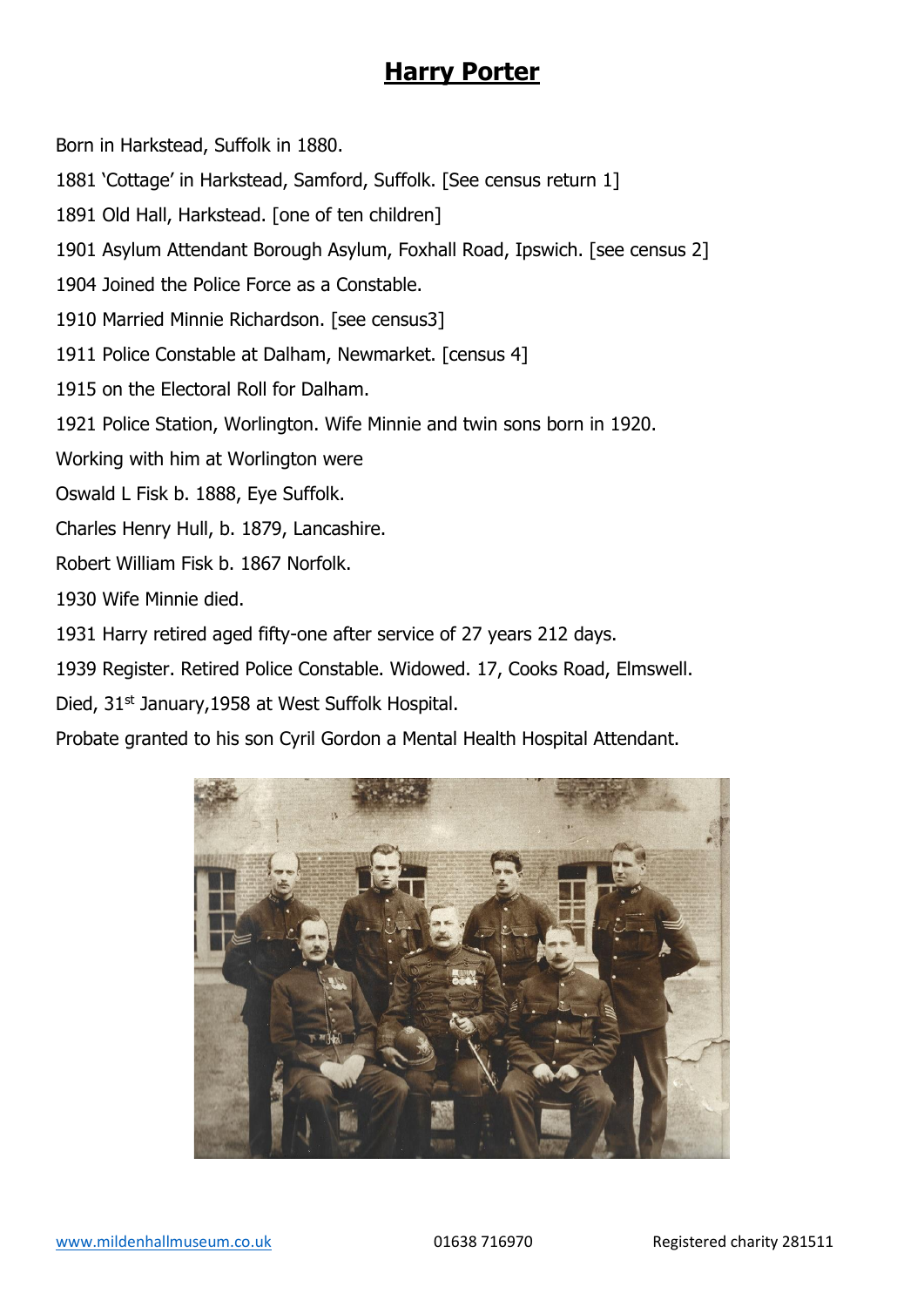# Harry Porter

Born in Harkstead, Suffolk in 1880.

1881 'Cottage' in Harkstead, Samford, Suffolk. [See census return 1]

1891 Old Hall, Harkstead. [one of ten children]

1901 Asylum Attendant Borough Asylum, Foxhall Road, Ipswich. [see census 2]

1904 Joined the Police Force as a Constable.

1910 Married Minnie Richardson. [see census3]

1911 Police Constable at Dalham, Newmarket. [census 4]

1915 on the Electoral Roll for Dalham.

1921 Police Station, Worlington. Wife Minnie and twin sons born in 1920.

Working with him at Worlington were

Oswald L Fisk b. 1888, Eye Suffolk.

Charles Henry Hull, b. 1879, Lancashire.

Robert William Fisk b. 1867 Norfolk.

1930 Wife Minnie died.

1931 Harry retired aged fifty-one after service of 27 years 212 days.

1939 Register. Retired Police Constable. Widowed. 17, Cooks Road, Elmswell.

Died, 31st January,1958 at West Suffolk Hospital.

Probate granted to his son Cyril Gordon a Mental Health Hospital Attendant.